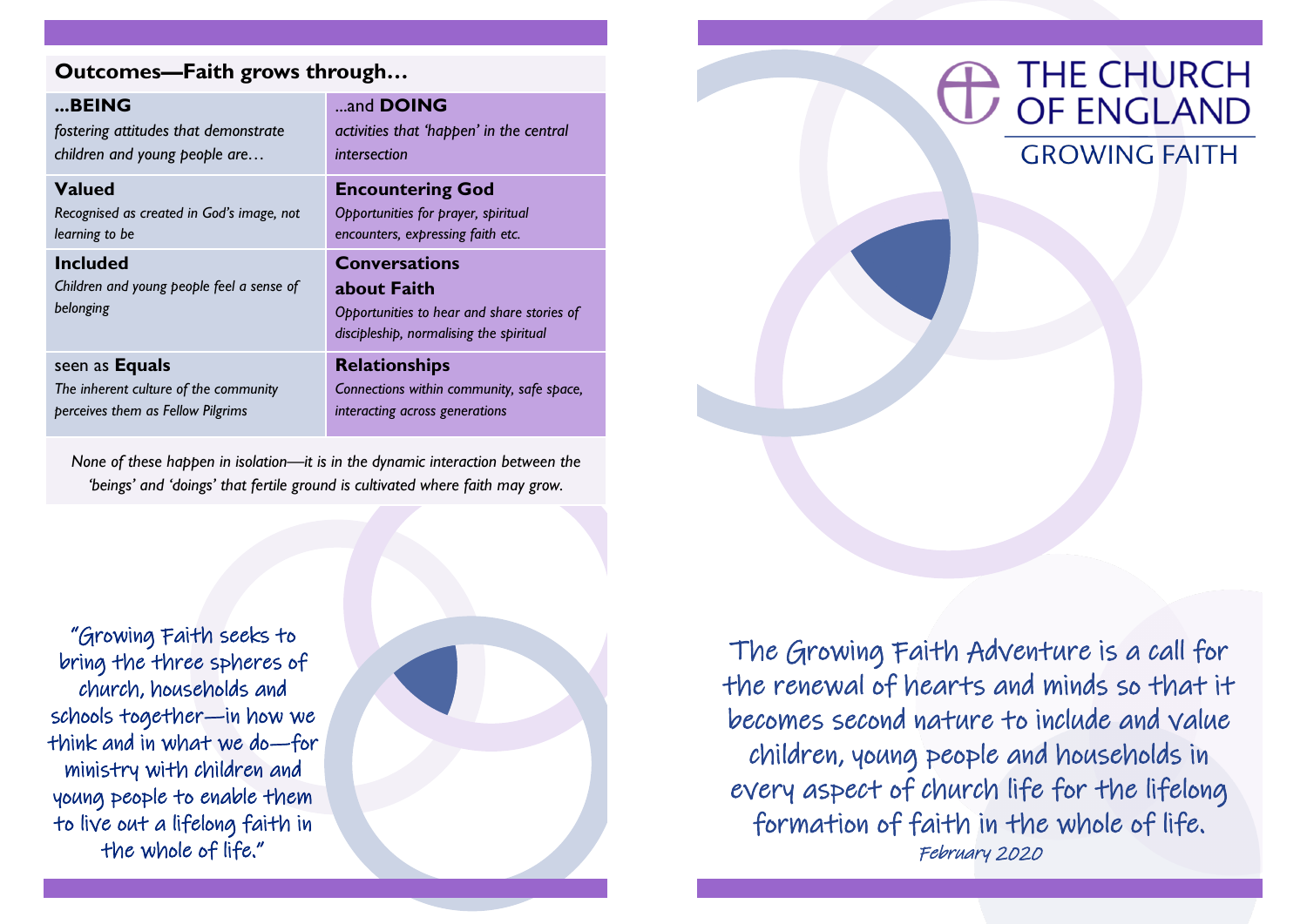## Outcomes—Faith grows through…

| **...BEING** *fostering attitudes that demonstrate children and young people are…* | ...and **DOING** *activities that 'happen' in the central intersection* |
|---|---|
| **Valued** *Recognised as created in God's image, not learning to be* | **Encountering God** *Opportunities for prayer, spiritual encounters, expressing faith etc.* |
| **Included** *Children and young people feel a sense of belonging* | **Conversations about Faith** *Opportunities to hear and share stories of discipleship, normalising the spiritual* |
| seen as **Equals** *The inherent culture of the community perceives them as Fellow Pilgrims* | **Relationships** *Connections within community, safe space, interacting across generations* |

*None of these happen in isolation—it is in the dynamic interaction between the 'beings' and 'doings' that fertile ground is cultivated where faith may grow.*

"Growing Faith seeks to bring the three spheres of church, households and schools together—in how we think and in what we do—for ministry with children and young people to enable them to live out a lifelong faith in the whole of life."

# THE CHURCH OF ENGLAND

## GROWING FAITH

The Growing Faith Adventure is a call for the renewal of hearts and minds so that it becomes second nature to include and value children, young people and households in every aspect of church life for the lifelong formation of faith in the whole of life.

February 2020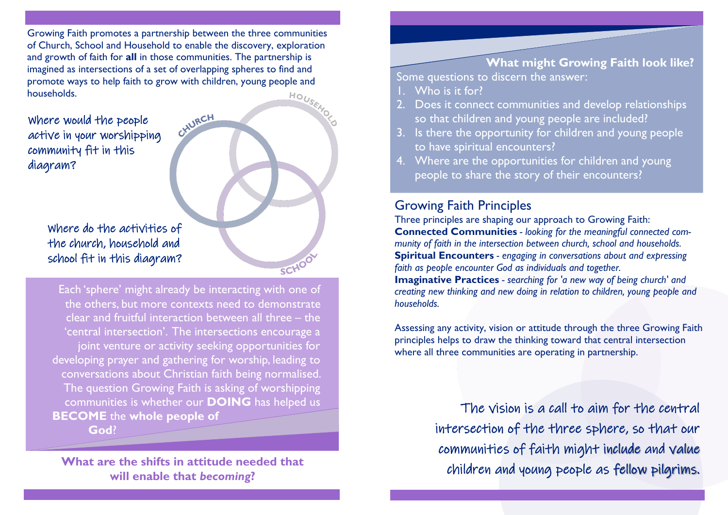Growing Faith promotes a partnership between the three communities of Church, School and Household to enable the discovery, exploration and growth of faith for **all** in those communities. The partnership is imagined as intersections of a set of overlapping spheres to find and promote ways to help faith to grow with children, young people and households.

Where would the people active in your worshipping community fit in this diagram?

CHURCH

HOUSEHOLD

SCHOOL

Where do the activities of the church, household and school fit in this diagram?

Each 'sphere' might already be interacting with one of the others, but more contexts need to demonstrate clear and fruitful interaction between all three – the 'central intersection'. The intersections encourage a joint venture or activity seeking opportunities for developing prayer and gathering for worship, leading to conversations about Christian faith being normalised. The question Growing Faith is asking of worshipping communities is whether our **DOING** has helped us **BECOME** the **whole people of God**?

**What are the shifts in attitude needed that will enable that *becoming*?**

**What might Growing Faith look like?**

Some questions to discern the answer:

1. Who is it for?
2. Does it connect communities and develop relationships so that children and young people are included?
3. Is there the opportunity for children and young people to have spiritual encounters?
4. Where are the opportunities for children and young people to share the story of their encounters?

## Growing Faith Principles

Three principles are shaping our approach to Growing Faith:

**Connected Communities** - *looking for the meaningful connected community of faith in the intersection between church, school and households.*

**Spiritual Encounters** - *engaging in conversations about and expressing faith as people encounter God as individuals and together.*

**Imaginative Practices** - *searching for 'a new way of being church' and creating new thinking and new doing in relation to children, young people and households.*

Assessing any activity, vision or attitude through the three Growing Faith principles helps to draw the thinking toward that central intersection where all three communities are operating in partnership.

The vision is a call to aim for the central intersection of the three sphere, so that our communities of faith might include and value children and young people as fellow pilgrims.